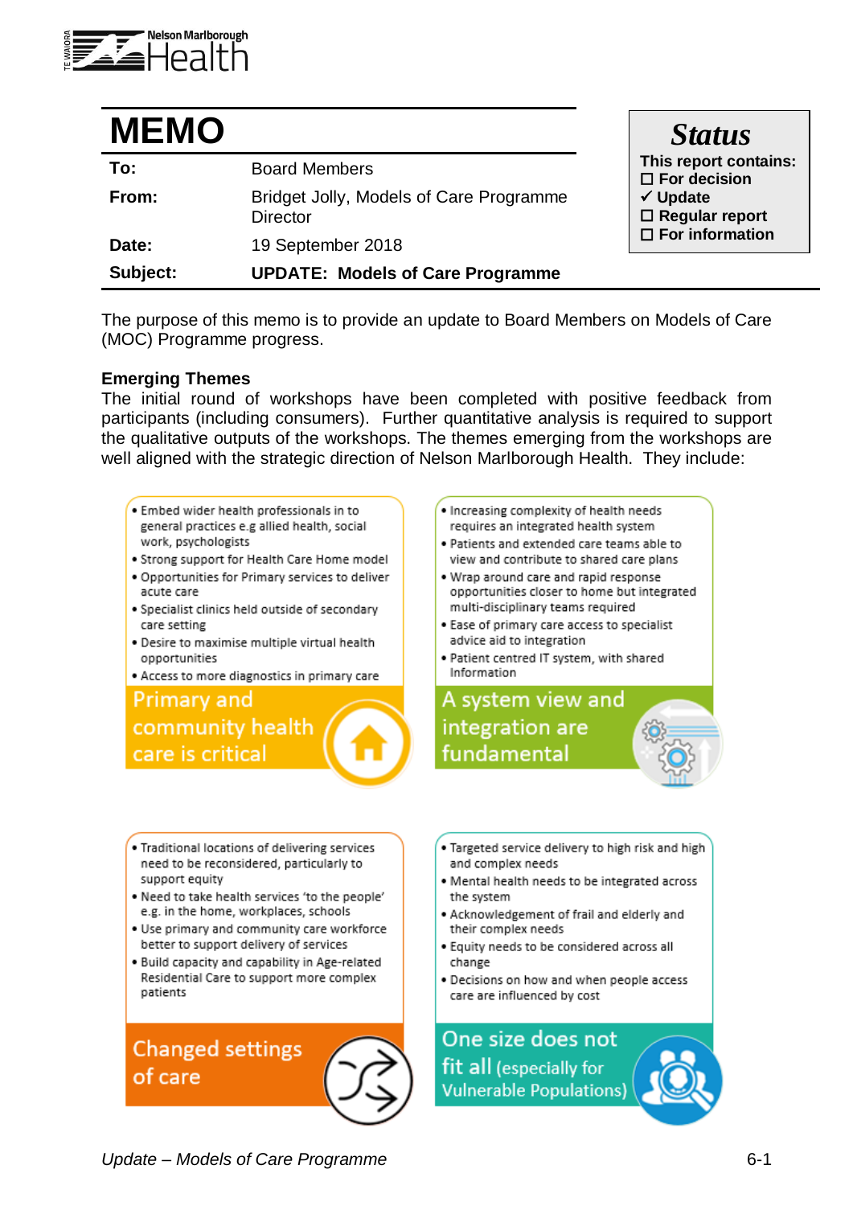# MEMO

| | |
|---|---|
| **To:** | Board Members |
| **From:** | Bridget Jolly, Models of Care Programme Director |
| **Date:** | 19 September 2018 |
| **Subject:** | **UPDATE: Models of Care Programme** |

**Status**

**This report contains:**

- ☐ **For decision**
- ✓ **Update**
- ☐ **Regular report**
- ☐ **For information**

The purpose of this memo is to provide an update to Board Members on Models of Care (MOC) Programme progress.

**Emerging Themes**

The initial round of workshops have been completed with positive feedback from participants (including consumers). Further quantitative analysis is required to support the qualitative outputs of the workshops. The themes emerging from the workshops are well aligned with the strategic direction of Nelson Marlborough Health. They include:

**Primary and community health care is critical**

- Embed wider health professionals in to general practices e.g allied health, social work, psychologists
- Strong support for Health Care Home model
- Opportunities for Primary services to deliver acute care
- Specialist clinics held outside of secondary care setting
- Desire to maximise multiple virtual health opportunities
- Access to more diagnostics in primary care

**A system view and integration are fundamental**

- Increasing complexity of health needs requires an integrated health system
- Patients and extended care teams able to view and contribute to shared care plans
- Wrap around care and rapid response opportunities closer to home but integrated multi-disciplinary teams required
- Ease of primary care access to specialist advice aid to integration
- Patient centred IT system, with shared Information

**Changed settings of care**

- Traditional locations of delivering services need to be reconsidered, particularly to support equity
- Need to take health services 'to the people' e.g. in the home, workplaces, schools
- Use primary and community care workforce better to support delivery of services
- Build capacity and capability in Age-related Residential Care to support more complex patients

**One size does not fit all (especially for Vulnerable Populations)**

- Targeted service delivery to high risk and high and complex needs
- Mental health needs to be integrated across the system
- Acknowledgement of frail and elderly and their complex needs
- Equity needs to be considered across all change
- Decisions on how and when people access care are influenced by cost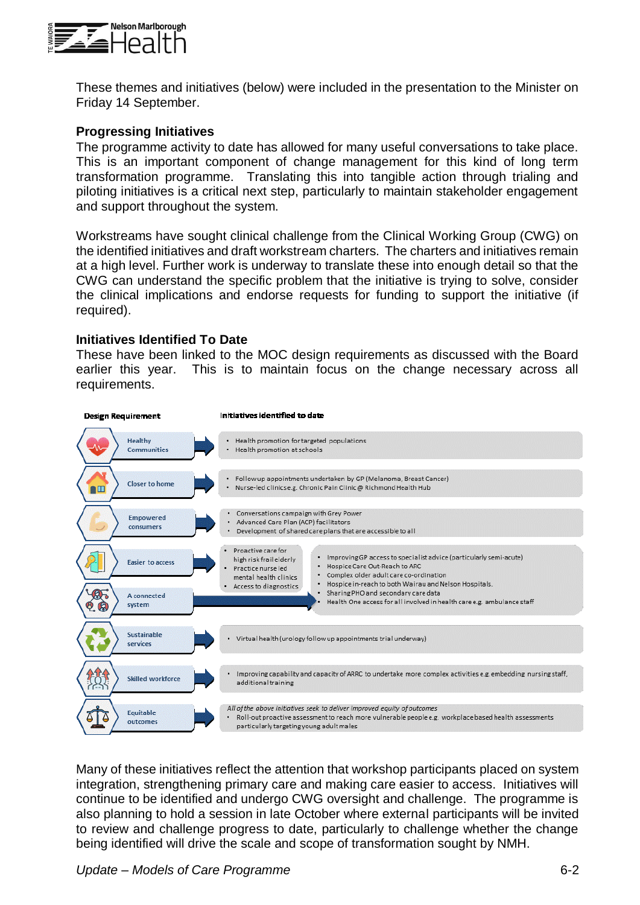These themes and initiatives (below) were included in the presentation to the Minister on Friday 14 September.

**Progressing Initiatives**

The programme activity to date has allowed for many useful conversations to take place. This is an important component of change management for this kind of long term transformation programme. Translating this into tangible action through trialing and piloting initiatives is a critical next step, particularly to maintain stakeholder engagement and support throughout the system.

Workstreams have sought clinical challenge from the Clinical Working Group (CWG) on the identified initiatives and draft workstream charters. The charters and initiatives remain at a high level. Further work is underway to translate these into enough detail so that the CWG can understand the specific problem that the initiative is trying to solve, consider the clinical implications and endorse requests for funding to support the initiative (if required).

**Initiatives Identified To Date**

These have been linked to the MOC design requirements as discussed with the Board earlier this year. This is to maintain focus on the change necessary across all requirements.

| Design Requirement | Initiatives identified to date |
|---|---|
| Healthy Communities | • Health promotion for targeted populations<br>• Health promotion at schools |
| Closer to home | • Followup appointments undertaken by GP (Melanoma, Breast Cancer)<br>• Nurse-led clinics e.g. Chronic Pain Clinic @ Richmond Health Hub |
| Empowered consumers | • Conversations campaign with Grey Power<br>• Advanced Care Plan (ACP) facilitators<br>• Development of shared care plans that are accessible to all |
| Easier to access | • Proactive care for high risk frail elderly<br>• Practice nurse led mental health clinics<br>• Access to diagnostics |
| Easier to access / A connected system | • Improving GP access to specialist advice (particularly semi-acute)<br>• Hospice Care Out-Reach to ARC<br>• Complex older adult care co-ordination<br>• Hospice in-reach to both Wairau and Nelson Hospitals.<br>• Sharing PHO and secondary care data<br>• Health One access for all involved in health care e.g. ambulance staff |
| Sustainable services | • Virtual health (urology follow up appointments trial underway) |
| Skilled workforce | • Improving capability and capacity of ARRC to undertake more complex activities e.g. embedding nursing staff, additional training |
| Equitable outcomes | *All of the above initiatives seek to deliver improved equity of outcomes*<br>• Roll-out proactive assessment to reach more vulnerable people e.g. workplace based health assessments particularly targeting young adult males |

Many of these initiatives reflect the attention that workshop participants placed on system integration, strengthening primary care and making care easier to access. Initiatives will continue to be identified and undergo CWG oversight and challenge. The programme is also planning to hold a session in late October where external participants will be invited to review and challenge progress to date, particularly to challenge whether the change being identified will drive the scale and scope of transformation sought by NMH.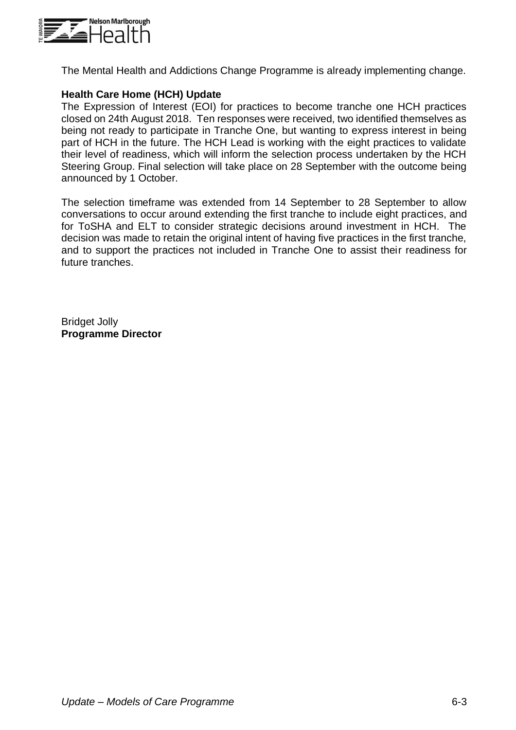The Mental Health and Addictions Change Programme is already implementing change.

**Health Care Home (HCH) Update**

The Expression of Interest (EOI) for practices to become tranche one HCH practices closed on 24th August 2018. Ten responses were received, two identified themselves as being not ready to participate in Tranche One, but wanting to express interest in being part of HCH in the future. The HCH Lead is working with the eight practices to validate their level of readiness, which will inform the selection process undertaken by the HCH Steering Group. Final selection will take place on 28 September with the outcome being announced by 1 October.

The selection timeframe was extended from 14 September to 28 September to allow conversations to occur around extending the first tranche to include eight practices, and for ToSHA and ELT to consider strategic decisions around investment in HCH. The decision was made to retain the original intent of having five practices in the first tranche, and to support the practices not included in Tranche One to assist their readiness for future tranches.

Bridget Jolly
**Programme Director**